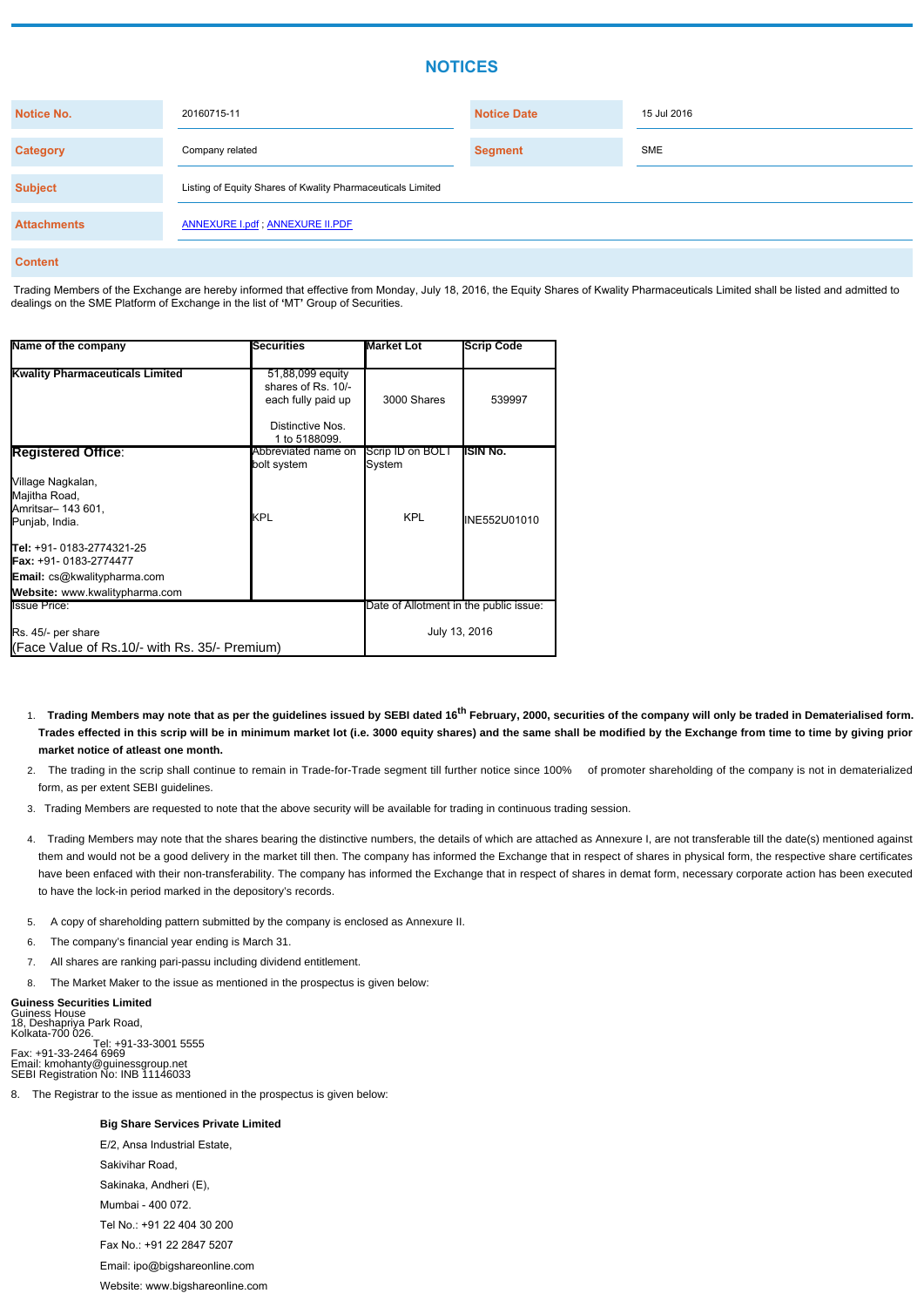# NOTICES

| Notice No. | 20160715-11 | Notice Date | 15 Jul 2016 |
|---|---|---|---|
| Category | Company related | Segment | SME |
| Subject | Listing of Equity Shares of Kwality Pharmaceuticals Limited | | |
| Attachments | ANNEXURE I.pdf ; ANNEXURE II.PDF | | |

**Content**

Trading Members of the Exchange are hereby informed that effective from Monday, July 18, 2016, the Equity Shares of Kwality Pharmaceuticals Limited shall be listed and admitted to dealings on the SME Platform of Exchange in the list of 'MT' Group of Securities.

| Name of the company | Securities | Market Lot | Scrip Code |
|---|---|---|---|
| **Kwality Pharmaceuticals Limited** | 51,88,099 equity shares of Rs. 10/- each fully paid up<br><br>Distinctive Nos. 1 to 5188099. | 3000 Shares | 539997 |
| **Registered Office**:<br><br>Village Nagkalan,<br>Majitha Road,<br>Amritsar– 143 601,<br>Punjab, India.<br><br>**Tel:** +91- 0183-2774321-25<br>**Fax:** +91- 0183-2774477<br>**Email:** cs@kwalitypharma.com<br>**Website:** www.kwalitypharma.com | Abbreviated name on bolt system<br><br>KPL | Scrip ID on BOLT System<br><br>KPL | **ISIN No.**<br><br>INE552U01010 |
| Issue Price:<br><br>Rs. 45/- per share<br>(Face Value of Rs.10/- with Rs. 35/- Premium) | | Date of Allotment in the public issue:<br><br>July 13, 2016 | |

1. **Trading Members may note that as per the guidelines issued by SEBI dated 16th February, 2000, securities of the company will only be traded in Dematerialised form. Trades effected in this scrip will be in minimum market lot (i.e. 3000 equity shares) and the same shall be modified by the Exchange from time to time by giving prior market notice of atleast one month.**
2. The trading in the scrip shall continue to remain in Trade-for-Trade segment till further notice since 100% of promoter shareholding of the company is not in dematerialized form, as per extent SEBI guidelines.
3. Trading Members are requested to note that the above security will be available for trading in continuous trading session.
4. Trading Members may note that the shares bearing the distinctive numbers, the details of which are attached as Annexure I, are not transferable till the date(s) mentioned against them and would not be a good delivery in the market till then. The company has informed the Exchange that in respect of shares in physical form, the respective share certificates have been enfaced with their non-transferability. The company has informed the Exchange that in respect of shares in demat form, necessary corporate action has been executed to have the lock-in period marked in the depository's records.
5. A copy of shareholding pattern submitted by the company is enclosed as Annexure II.
6. The company's financial year ending is March 31.
7. All shares are ranking pari-passu including dividend entitlement.
8. The Market Maker to the issue as mentioned in the prospectus is given below:

**Guiness Securities Limited**
Guiness House
18, Deshapriya Park Road,
Kolkata-700 026.
Tel: +91-33-3001 5555
Fax: +91-33-2464 6969
Email: kmohanty@guinessgroup.net
SEBI Registration No: INB 11146033

8. The Registrar to the issue as mentioned in the prospectus is given below:

**Big Share Services Private Limited**
E/2, Ansa Industrial Estate,
Sakivihar Road,
Sakinaka, Andheri (E),
Mumbai - 400 072.
Tel No.: +91 22 404 30 200
Fax No.: +91 22 2847 5207
Email: ipo@bigshareonline.com
Website: www.bigshareonline.com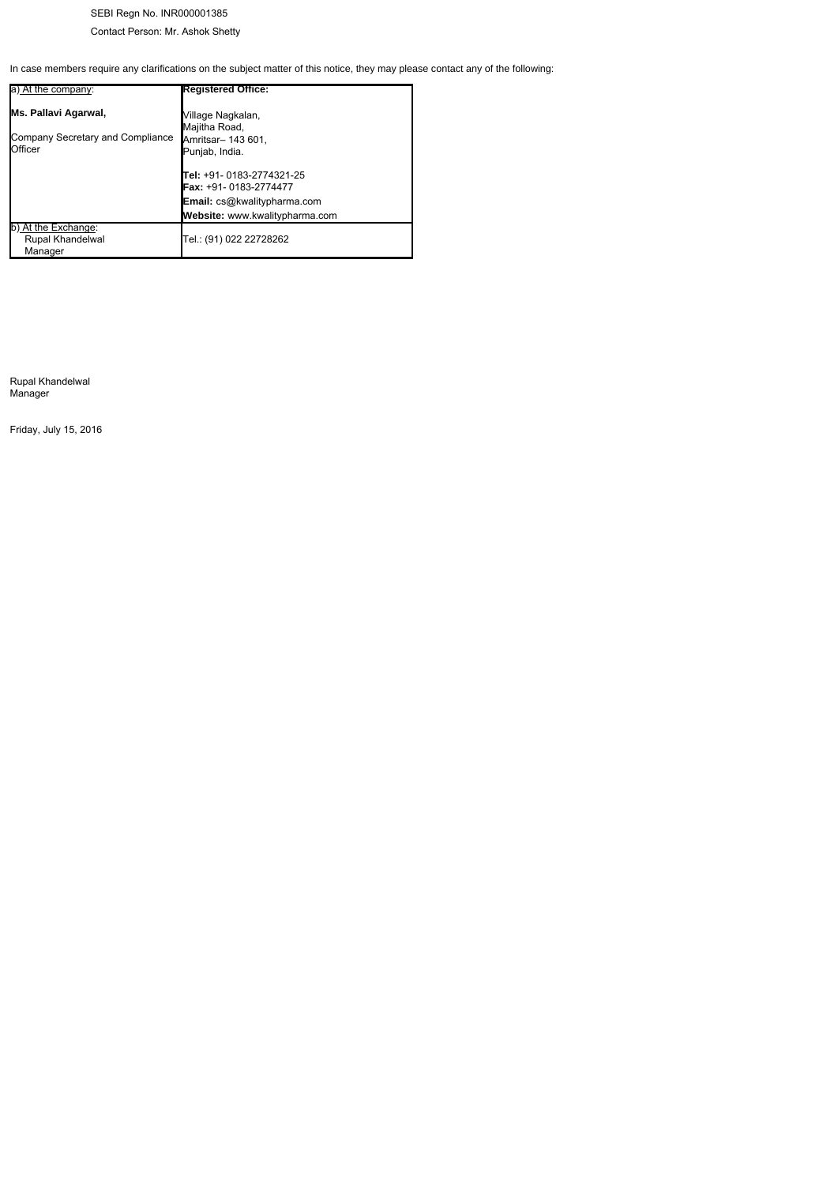SEBI Regn No. INR000001385

Contact Person: Mr. Ashok Shetty

In case members require any clarifications on the subject matter of this notice, they may please contact any of the following:

| | |
|---|---|
| a) At the company:<br><br>**Ms. Pallavi Agarwal,**<br><br>Company Secretary and Compliance Officer | **Registered Office:**<br><br>Village Nagkalan,<br>Majitha Road,<br>Amritsar– 143 601,<br>Punjab, India.<br><br>**Tel:** +91- 0183-2774321-25<br>**Fax:** +91- 0183-2774477<br>**Email:** cs@kwalitypharma.com<br>**Website:** www.kwalitypharma.com |
| b) At the Exchange:<br>Rupal Khandelwal<br>Manager | Tel.: (91) 022 22728262 |

Rupal Khandelwal
Manager

Friday, July 15, 2016